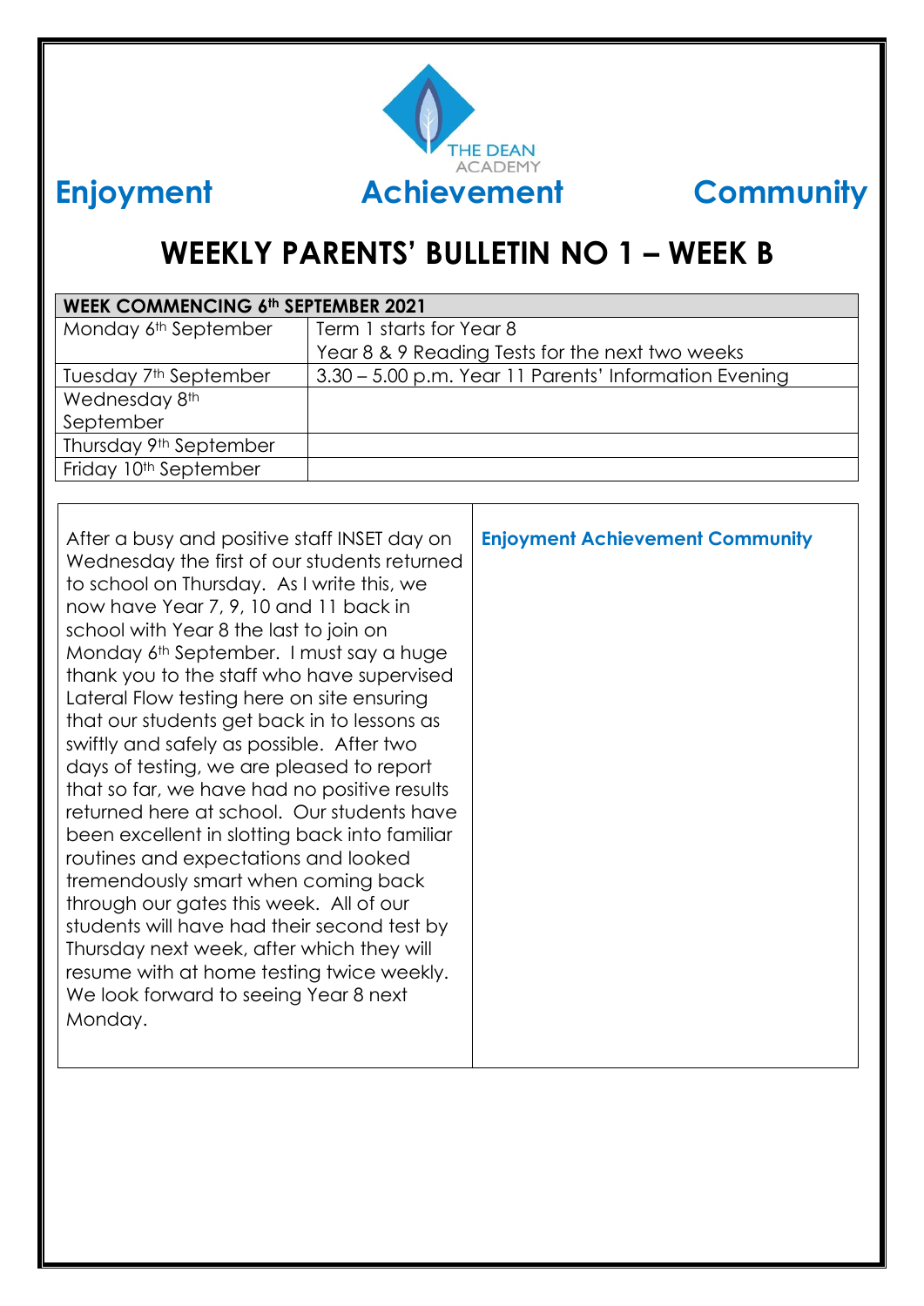THE DEAN ACADEMY

**Enjoyment Achievement Community**

# WEEKLY PARENTS' BULLETIN NO 1 – WEEK B

| WEEK COMMENCING 6th SEPTEMBER 2021 | |
|---|---|
| Monday 6th September | Term 1 starts for Year 8<br>Year 8 & 9 Reading Tests for the next two weeks |
| Tuesday 7th September | 3.30 – 5.00 p.m. Year 11 Parents' Information Evening |
| Wednesday 8th September | |
| Thursday 9th September | |
| Friday 10th September | |

After a busy and positive staff INSET day on Wednesday the first of our students returned to school on Thursday. As I write this, we now have Year 7, 9, 10 and 11 back in school with Year 8 the last to join on Monday 6th September. I must say a huge thank you to the staff who have supervised Lateral Flow testing here on site ensuring that our students get back in to lessons as swiftly and safely as possible. After two days of testing, we are pleased to report that so far, we have had no positive results returned here at school. Our students have been excellent in slotting back into familiar routines and expectations and looked tremendously smart when coming back through our gates this week. All of our students will have had their second test by Thursday next week, after which they will resume with at home testing twice weekly. We look forward to seeing Year 8 next Monday.

**Enjoyment Achievement Community**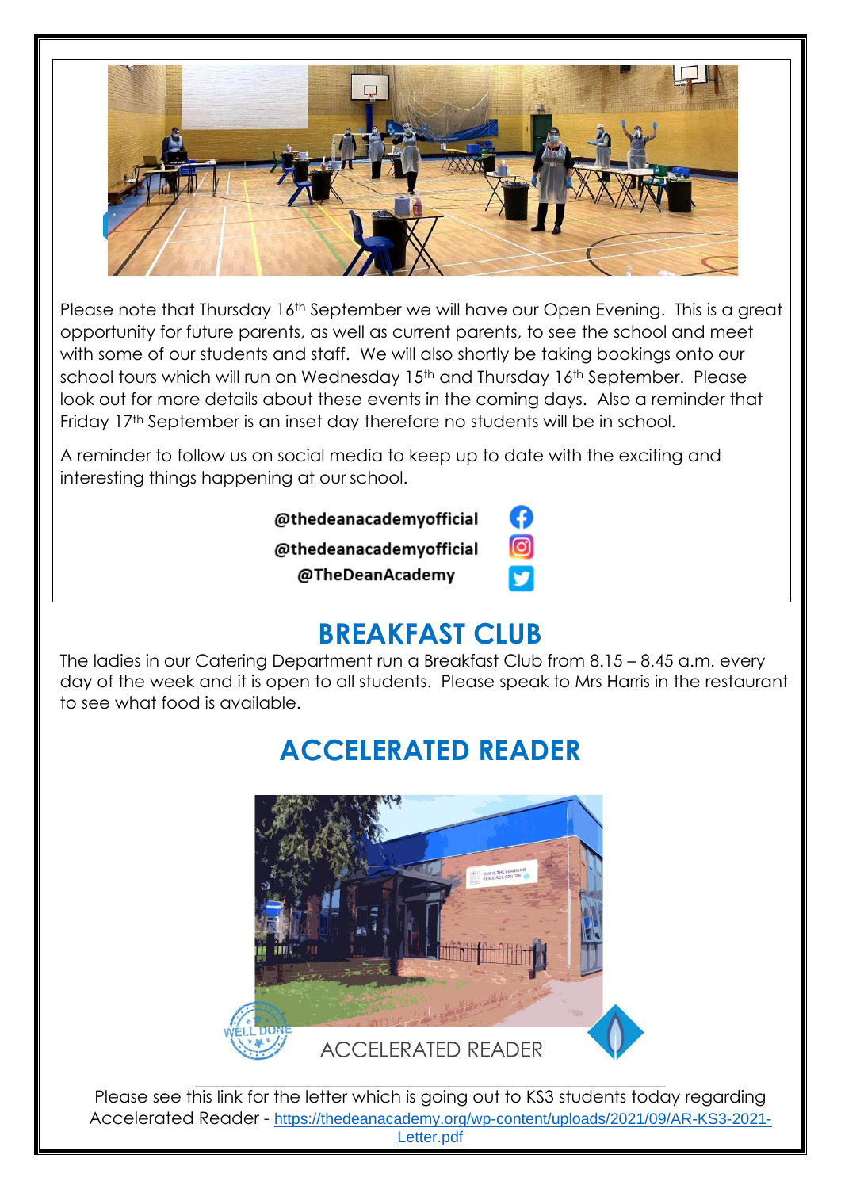Please note that Thursday 16th September we will have our Open Evening. This is a great opportunity for future parents, as well as current parents, to see the school and meet with some of our students and staff. We will also shortly be taking bookings onto our school tours which will run on Wednesday 15th and Thursday 16th September. Please look out for more details about these events in the coming days. Also a reminder that Friday 17th September is an inset day therefore no students will be in school.

A reminder to follow us on social media to keep up to date with the exciting and interesting things happening at our school.

**@thedeanacademyofficial**
**@thedeanacademyofficial**
**@TheDeanAcademy**

## BREAKFAST CLUB

The ladies in our Catering Department run a Breakfast Club from 8.15 – 8.45 a.m. every day of the week and it is open to all students. Please speak to Mrs Harris in the restaurant to see what food is available.

## ACCELERATED READER

Please see this link for the letter which is going out to KS3 students today regarding Accelerated Reader - https://thedeanacademy.org/wp-content/uploads/2021/09/AR-KS3-2021-Letter.pdf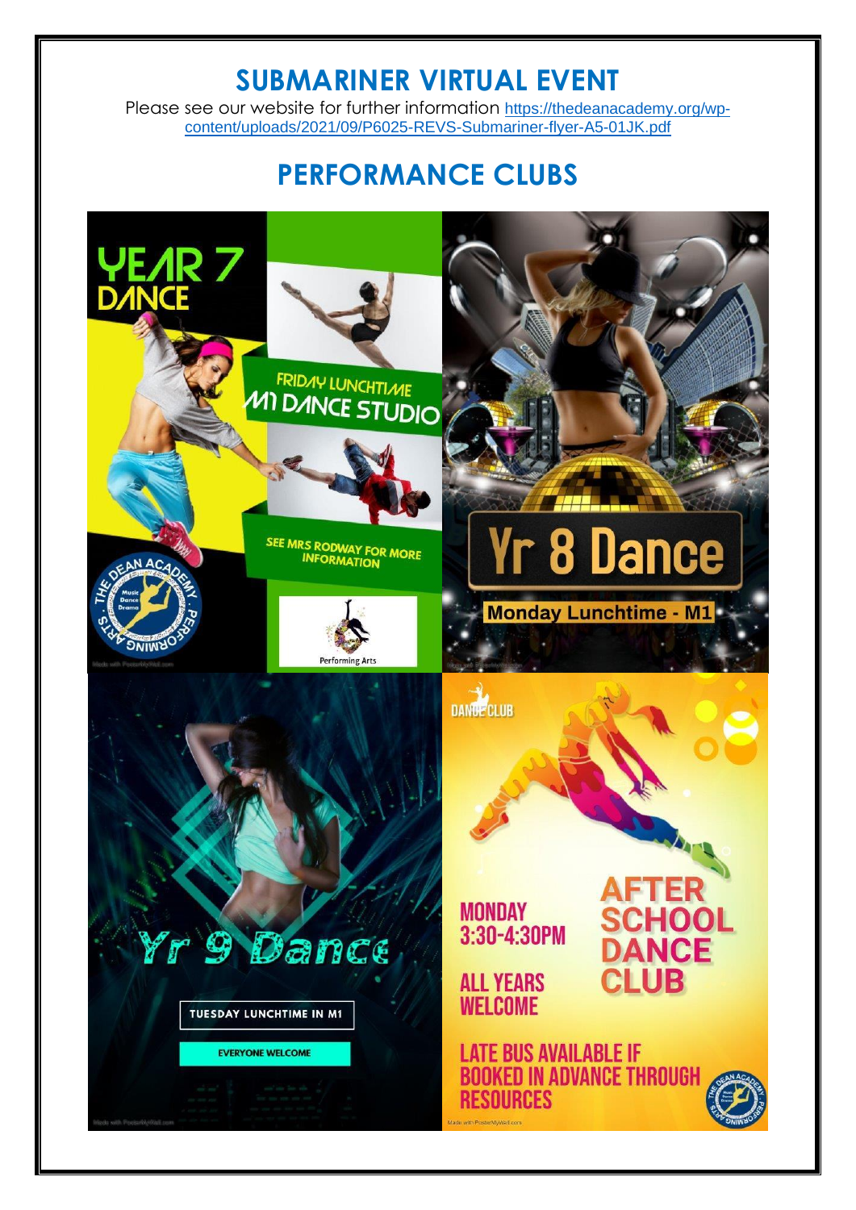## SUBMARINER VIRTUAL EVENT

Please see our website for further information https://thedeanacademy.org/wp-content/uploads/2021/09/P6025-REVS-Submariner-flyer-A5-01JK.pdf

## PERFORMANCE CLUBS

YEAR 7 DANCE

FRIDAY LUNCHTIME
M1 DANCE STUDIO

SEE MRS RODWAY FOR MORE INFORMATION

Yr 8 Dance

Monday Lunchtime - M1

Yr 9 Dance

TUESDAY LUNCHTIME IN M1

EVERYONE WELCOME

DANCE CLUB

AFTER SCHOOL DANCE CLUB

MONDAY
3:30-4:30PM

ALL YEARS WELCOME

LATE BUS AVAILABLE IF BOOKED IN ADVANCE THROUGH RESOURCES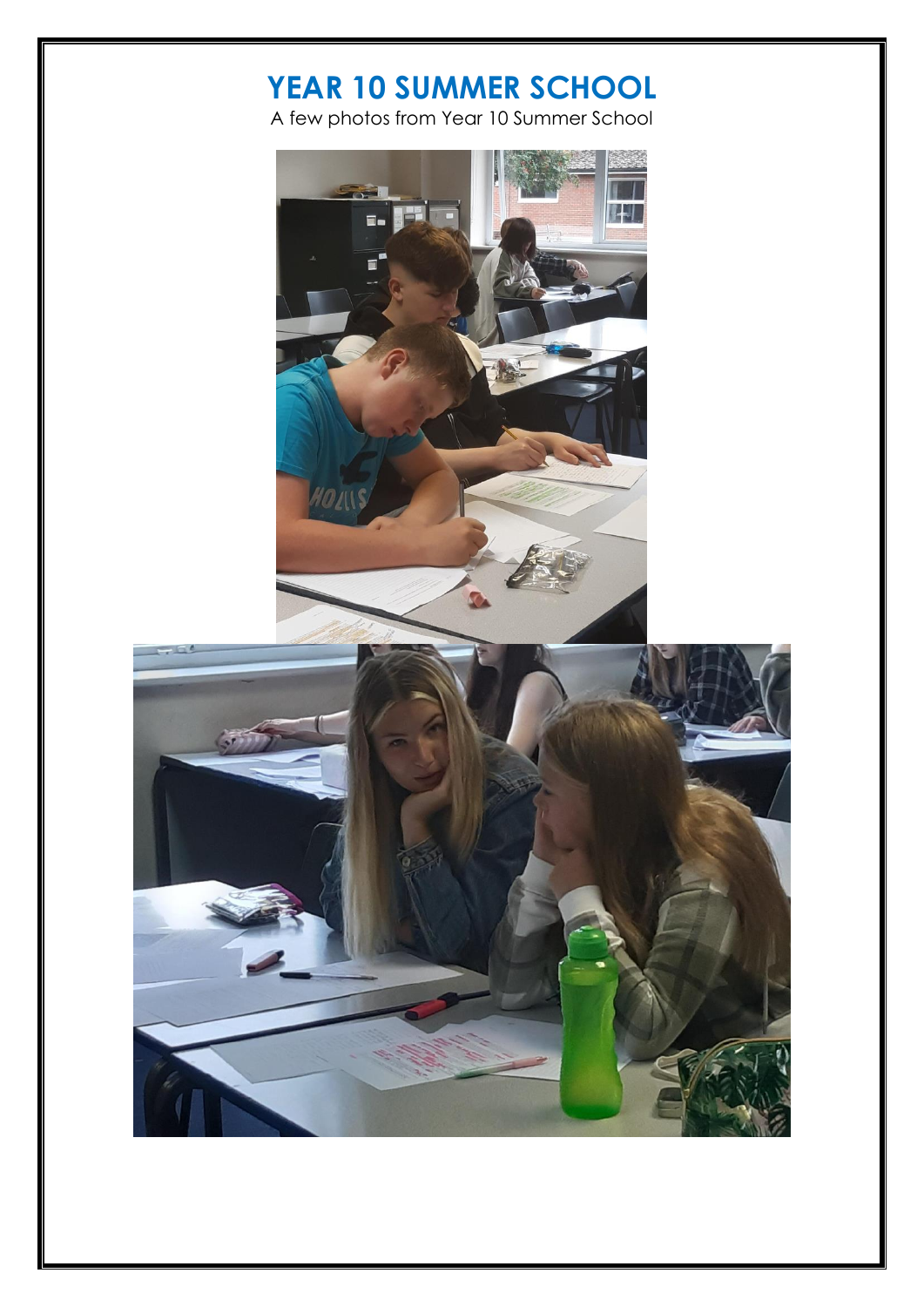# YEAR 10 SUMMER SCHOOL

A few photos from Year 10 Summer School